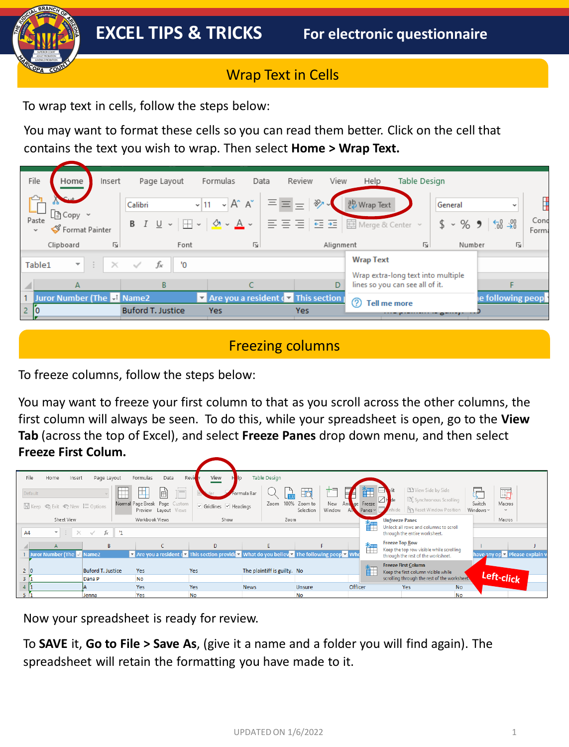# EXCEL TIPS & TRICKS

For electronic questionnaire

## Wrap Text in Cells

To wrap text in cells, follow the steps below:

You may want to format these cells so you can read them better. Click on the cell that contains the text you wish to wrap. Then select **Home > Wrap Text.**

## Freezing columns

To freeze columns, follow the steps below:

You may want to freeze your first column to that as you scroll across the other columns, the first column will always be seen. To do this, while your spreadsheet is open, go to the **View Tab** (across the top of Excel), and select **Freeze Panes** drop down menu, and then select **Freeze First Colum.**

Now your spreadsheet is ready for review.

To **SAVE** it, **Go to File > Save As**, (give it a name and a folder you will find again). The spreadsheet will retain the formatting you have made to it.

UPDATED ON 1/6/2022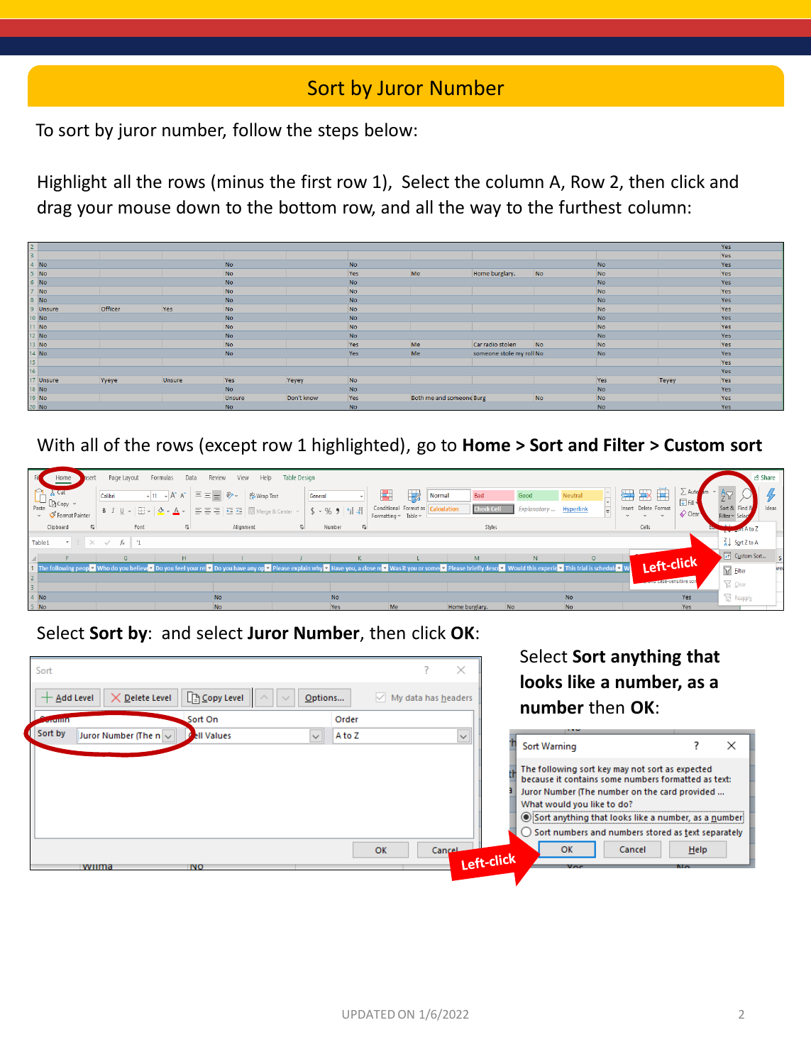## Sort by Juror Number

To sort by juror number, follow the steps below:

Highlight all the rows (minus the first row 1), Select the column A, Row 2, then click and drag your mouse down to the bottom row, and all the way to the furthest column:

With all of the rows (except row 1 highlighted), go to **Home > Sort and Filter > Custom sort**

Select **Sort by**: and select **Juror Number**, then click **OK**:

Select **Sort anything that looks like a number, as a number** then **OK**: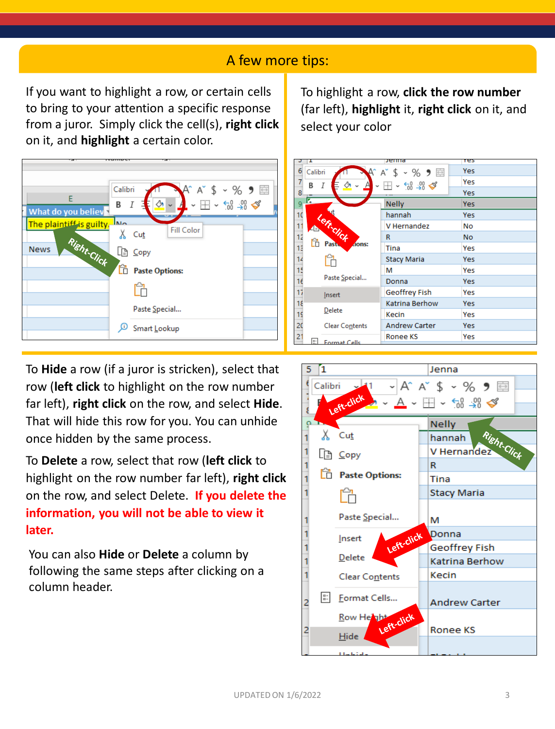## A few more tips:

If you want to highlight a row, or certain cells to bring to your attention a specific response from a juror. Simply click the cell(s), **right click** on it, and **highlight** a certain color.

To highlight a row, **click the row number** (far left), **highlight** it, **right click** on it, and select your color

To **Hide** a row (if a juror is stricken), select that row (**left click** to highlight on the row number far left), **right click** on the row, and select **Hide**. That will hide this row for you. You can unhide once hidden by the same process.

To **Delete** a row, select that row (**left click** to highlight on the row number far left), **right click** on the row, and select Delete. **If you delete the information, you will not be able to view it later.**

You can also **Hide** or **Delete** a column by following the same steps after clicking on a column header.

UPDATED ON 1/6/2022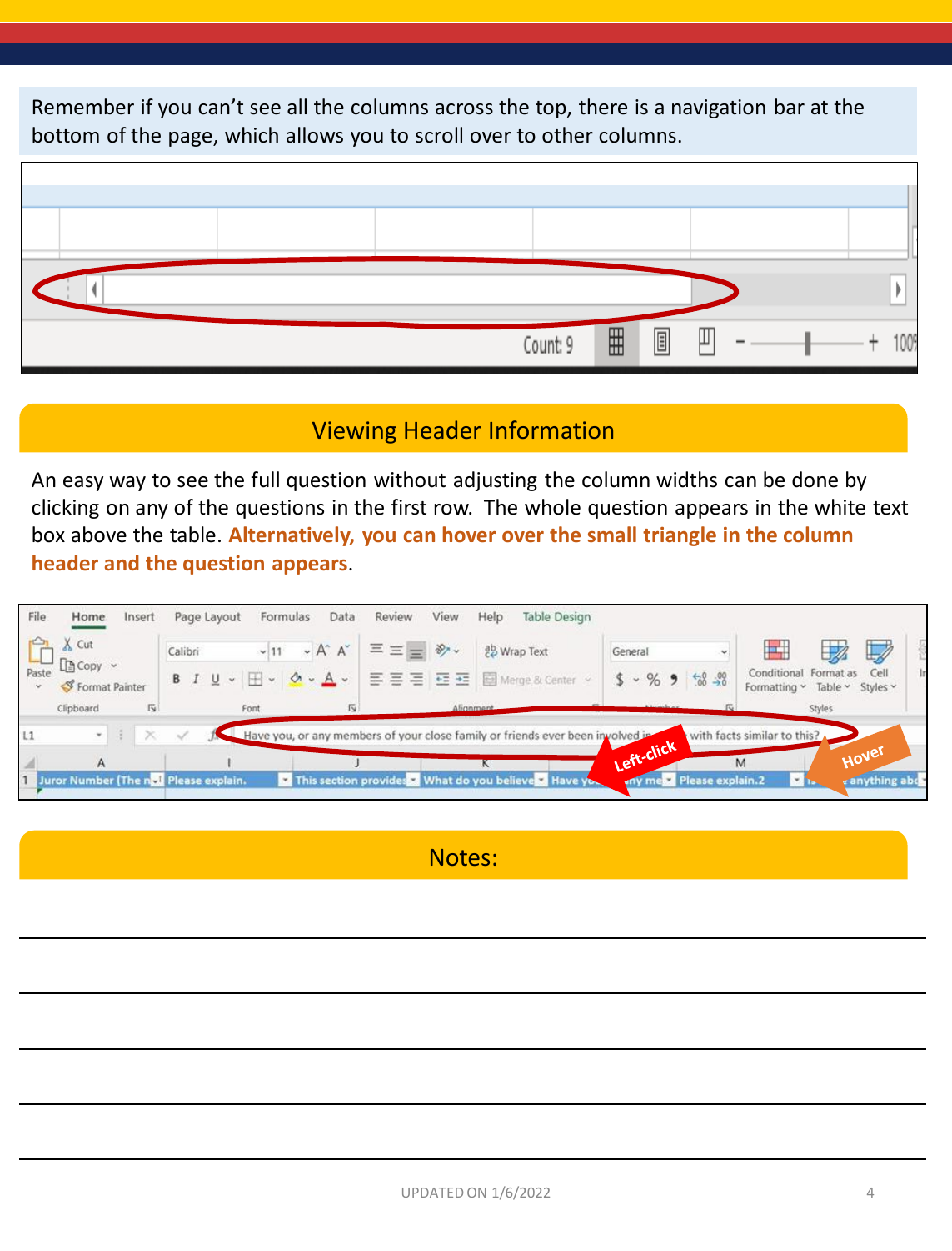Remember if you can't see all the columns across the top, there is a navigation bar at the bottom of the page, which allows you to scroll over to other columns.

## Viewing Header Information

An easy way to see the full question without adjusting the column widths can be done by clicking on any of the questions in the first row. The whole question appears in the white text box above the table. **Alternatively, you can hover over the small triangle in the column header and the question appears**.

## Notes: